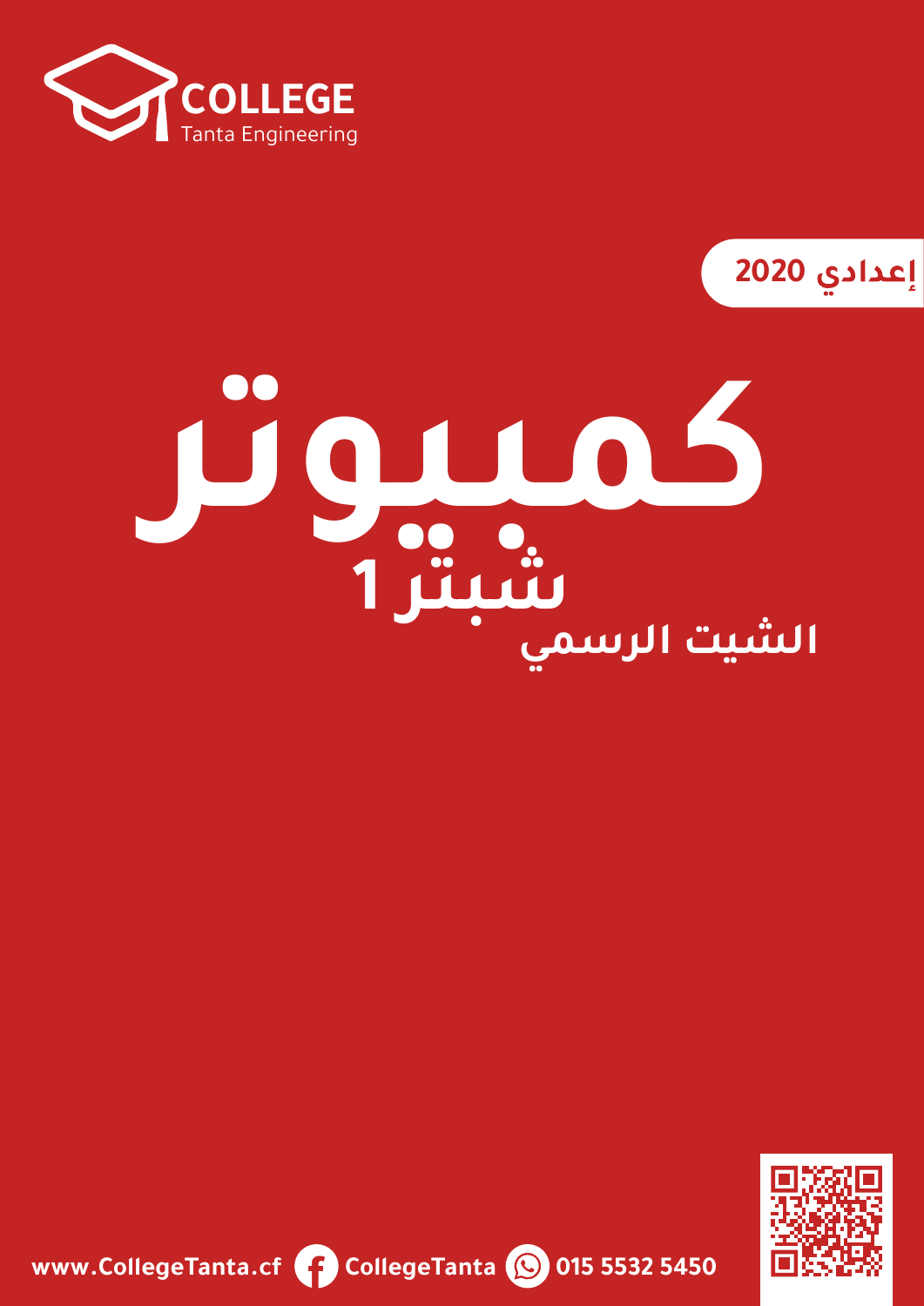**COLLEGE**
Tanta Engineering

إعدادي 2020

# كمبيوتر

## شبتر 1

### الشيت الرسمي

www.CollegeTanta.cf CollegeTanta 015 5532 5450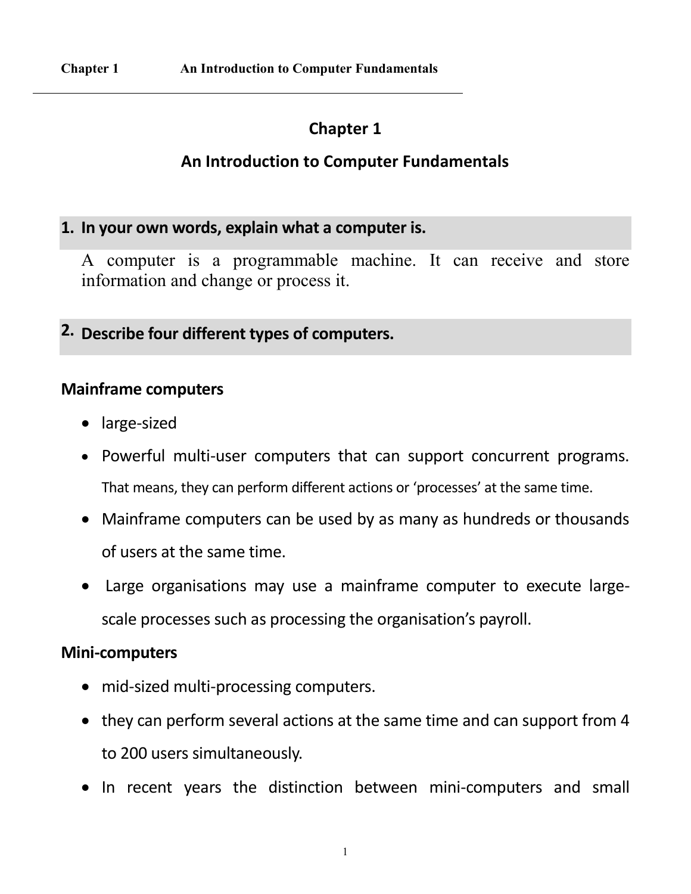# Chapter 1

# An Introduction to Computer Fundamentals

## 1. In your own words, explain what a computer is.

A computer is a programmable machine. It can receive and store information and change or process it.

## 2. Describe four different types of computers.

### Mainframe computers

- large-sized
- Powerful multi-user computers that can support concurrent programs. That means, they can perform different actions or 'processes' at the same time.
- Mainframe computers can be used by as many as hundreds or thousands of users at the same time.
- Large organisations may use a mainframe computer to execute large-scale processes such as processing the organisation's payroll.

### Mini-computers

- mid-sized multi-processing computers.
- they can perform several actions at the same time and can support from 4 to 200 users simultaneously.
- In recent years the distinction between mini-computers and small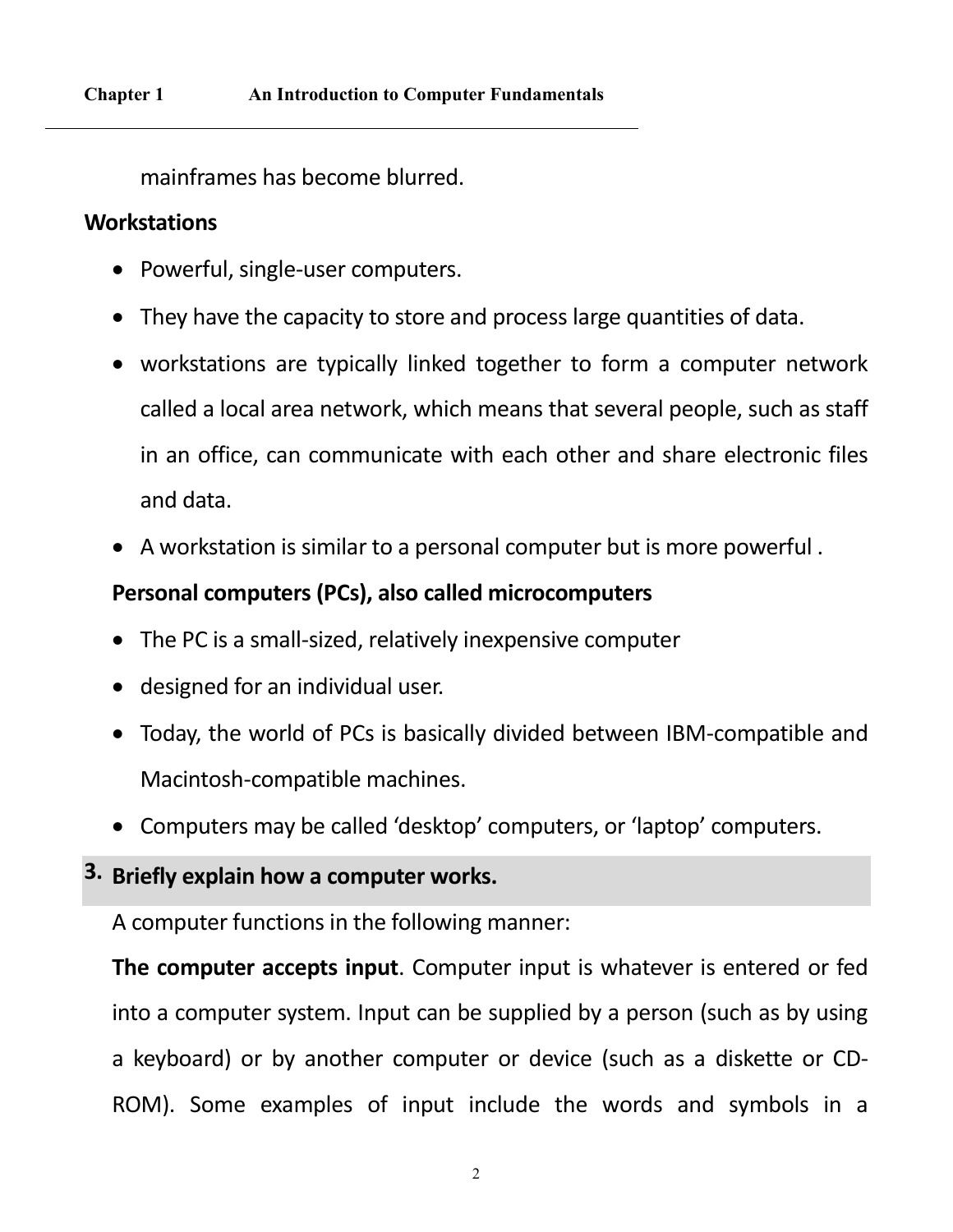mainframes has become blurred.

**Workstations**

- Powerful, single-user computers.
- They have the capacity to store and process large quantities of data.
- workstations are typically linked together to form a computer network called a local area network, which means that several people, such as staff in an office, can communicate with each other and share electronic files and data.
- A workstation is similar to a personal computer but is more powerful .

**Personal computers (PCs), also called microcomputers**

- The PC is a small-sized, relatively inexpensive computer
- designed for an individual user.
- Today, the world of PCs is basically divided between IBM-compatible and Macintosh-compatible machines.
- Computers may be called 'desktop' computers, or 'laptop' computers.

## 3. Briefly explain how a computer works.

A computer functions in the following manner:

**The computer accepts input**. Computer input is whatever is entered or fed into a computer system. Input can be supplied by a person (such as by using a keyboard) or by another computer or device (such as a diskette or CD-ROM). Some examples of input include the words and symbols in a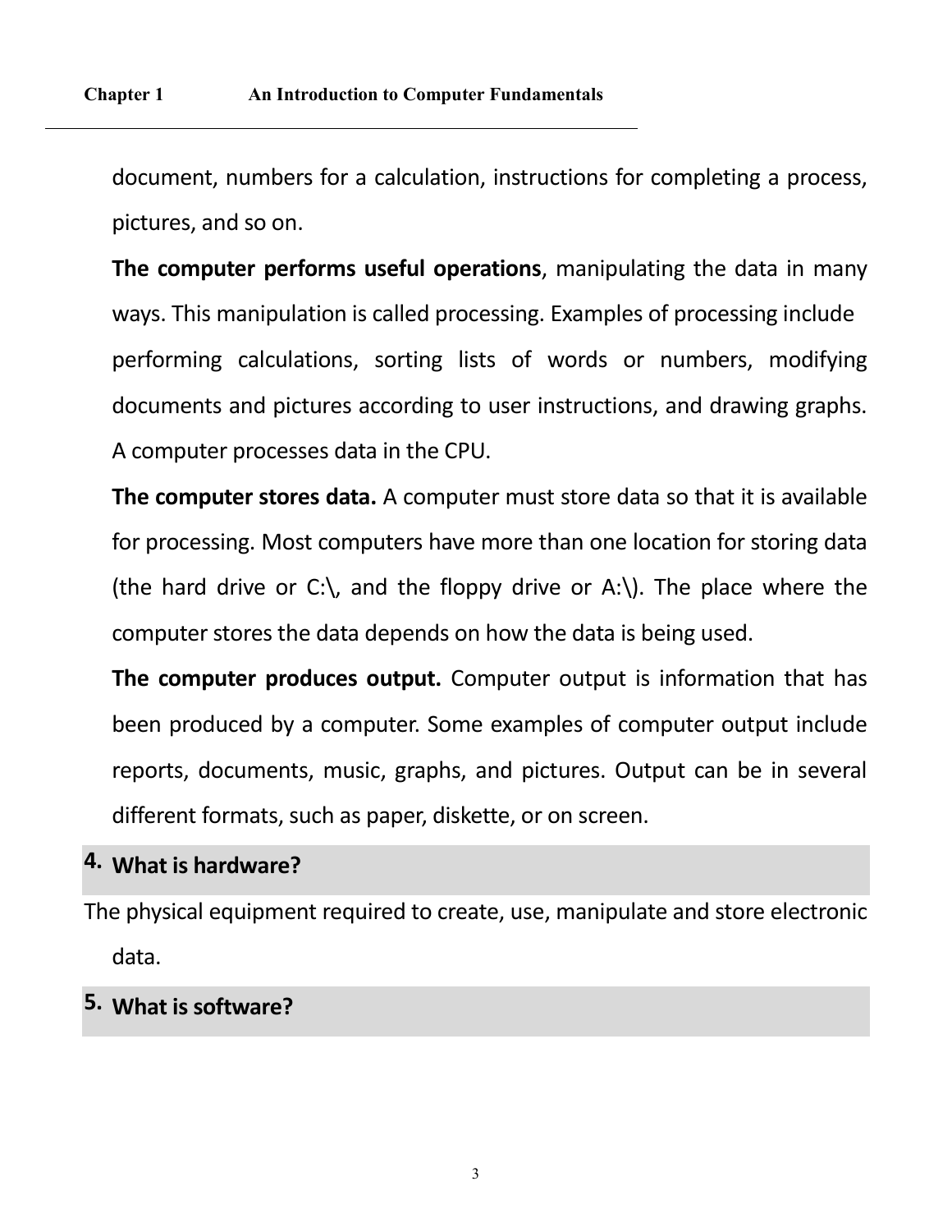document, numbers for a calculation, instructions for completing a process, pictures, and so on.

**The computer performs useful operations**, manipulating the data in many ways. This manipulation is called processing. Examples of processing include performing calculations, sorting lists of words or numbers, modifying documents and pictures according to user instructions, and drawing graphs. A computer processes data in the CPU.

**The computer stores data.** A computer must store data so that it is available for processing. Most computers have more than one location for storing data (the hard drive or C:\, and the floppy drive or A:\). The place where the computer stores the data depends on how the data is being used.

**The computer produces output.** Computer output is information that has been produced by a computer. Some examples of computer output include reports, documents, music, graphs, and pictures. Output can be in several different formats, such as paper, diskette, or on screen.

### 4. What is hardware?

The physical equipment required to create, use, manipulate and store electronic data.

### 5. What is software?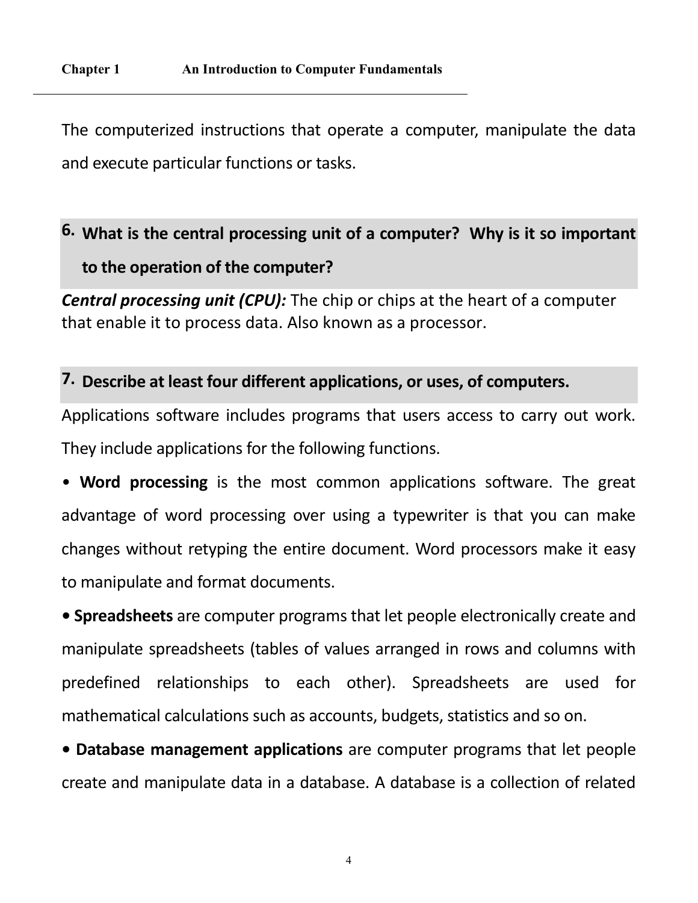The computerized instructions that operate a computer, manipulate the data and execute particular functions or tasks.

## 6. What is the central processing unit of a computer? Why is it so important to the operation of the computer?

***Central processing unit (CPU):*** The chip or chips at the heart of a computer that enable it to process data. Also known as a processor.

## 7. Describe at least four different applications, or uses, of computers.

Applications software includes programs that users access to carry out work. They include applications for the following functions.

- **Word processing** is the most common applications software. The great advantage of word processing over using a typewriter is that you can make changes without retyping the entire document. Word processors make it easy to manipulate and format documents.
- **Spreadsheets** are computer programs that let people electronically create and manipulate spreadsheets (tables of values arranged in rows and columns with predefined relationships to each other). Spreadsheets are used for mathematical calculations such as accounts, budgets, statistics and so on.
- **Database management applications** are computer programs that let people create and manipulate data in a database. A database is a collection of related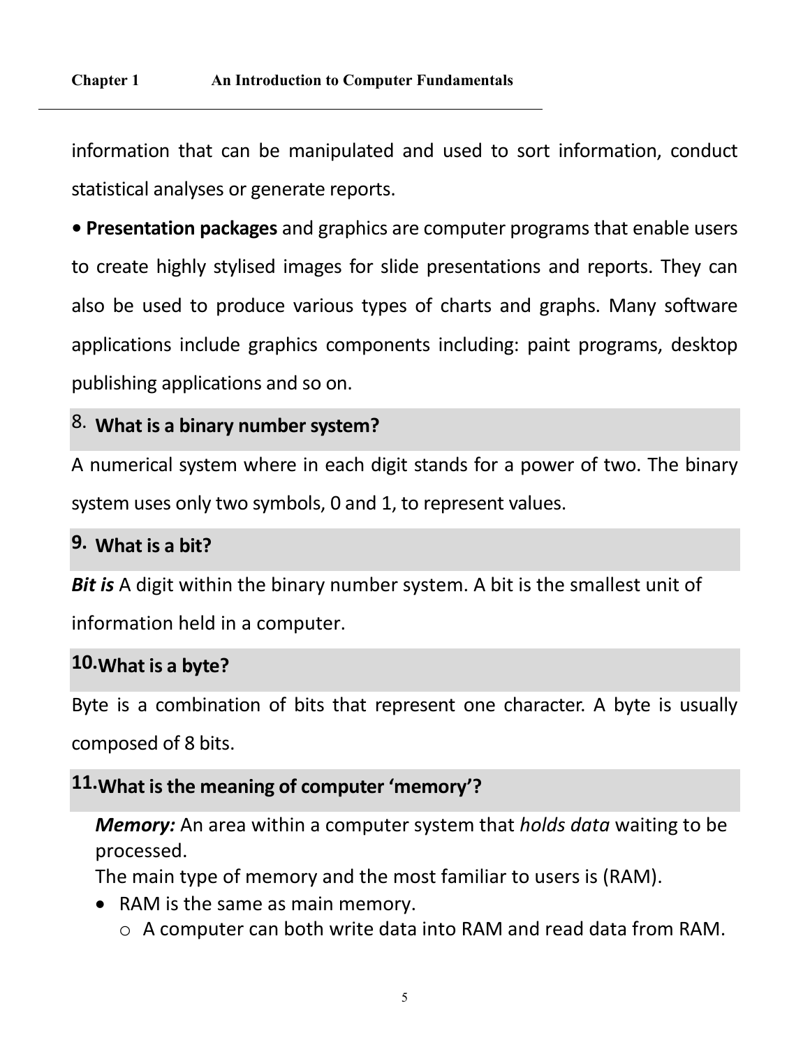information that can be manipulated and used to sort information, conduct statistical analyses or generate reports.

• **Presentation packages** and graphics are computer programs that enable users to create highly stylised images for slide presentations and reports. They can also be used to produce various types of charts and graphs. Many software applications include graphics components including: paint programs, desktop publishing applications and so on.

### 8. What is a binary number system?

A numerical system where in each digit stands for a power of two. The binary system uses only two symbols, 0 and 1, to represent values.

### 9. What is a bit?

***Bit is*** A digit within the binary number system. A bit is the smallest unit of information held in a computer.

### 10. What is a byte?

Byte is a combination of bits that represent one character. A byte is usually composed of 8 bits.

### 11. What is the meaning of computer 'memory'?

***Memory:*** An area within a computer system that *holds data* waiting to be processed.

The main type of memory and the most familiar to users is (RAM).

- RAM is the same as main memory.
  - A computer can both write data into RAM and read data from RAM.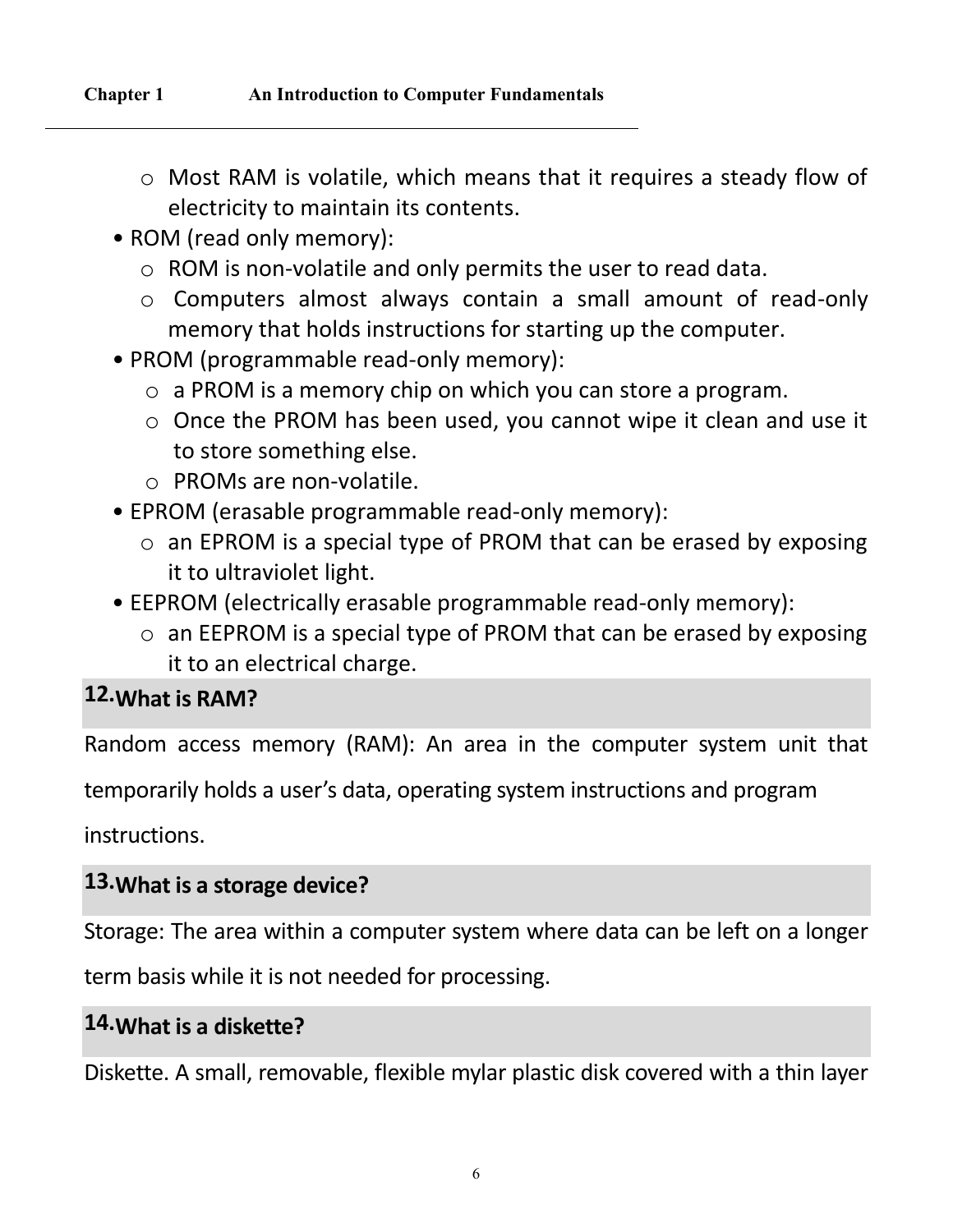- Most RAM is volatile, which means that it requires a steady flow of electricity to maintain its contents.
- ROM (read only memory):
  - ROM is non-volatile and only permits the user to read data.
  - Computers almost always contain a small amount of read-only memory that holds instructions for starting up the computer.
- PROM (programmable read-only memory):
  - a PROM is a memory chip on which you can store a program.
  - Once the PROM has been used, you cannot wipe it clean and use it to store something else.
  - PROMs are non-volatile.
- EPROM (erasable programmable read-only memory):
  - an EPROM is a special type of PROM that can be erased by exposing it to ultraviolet light.
- EEPROM (electrically erasable programmable read-only memory):
  - an EEPROM is a special type of PROM that can be erased by exposing it to an electrical charge.

### 12. What is RAM?

Random access memory (RAM): An area in the computer system unit that temporarily holds a user's data, operating system instructions and program instructions.

### 13. What is a storage device?

Storage: The area within a computer system where data can be left on a longer term basis while it is not needed for processing.

### 14. What is a diskette?

Diskette. A small, removable, flexible mylar plastic disk covered with a thin layer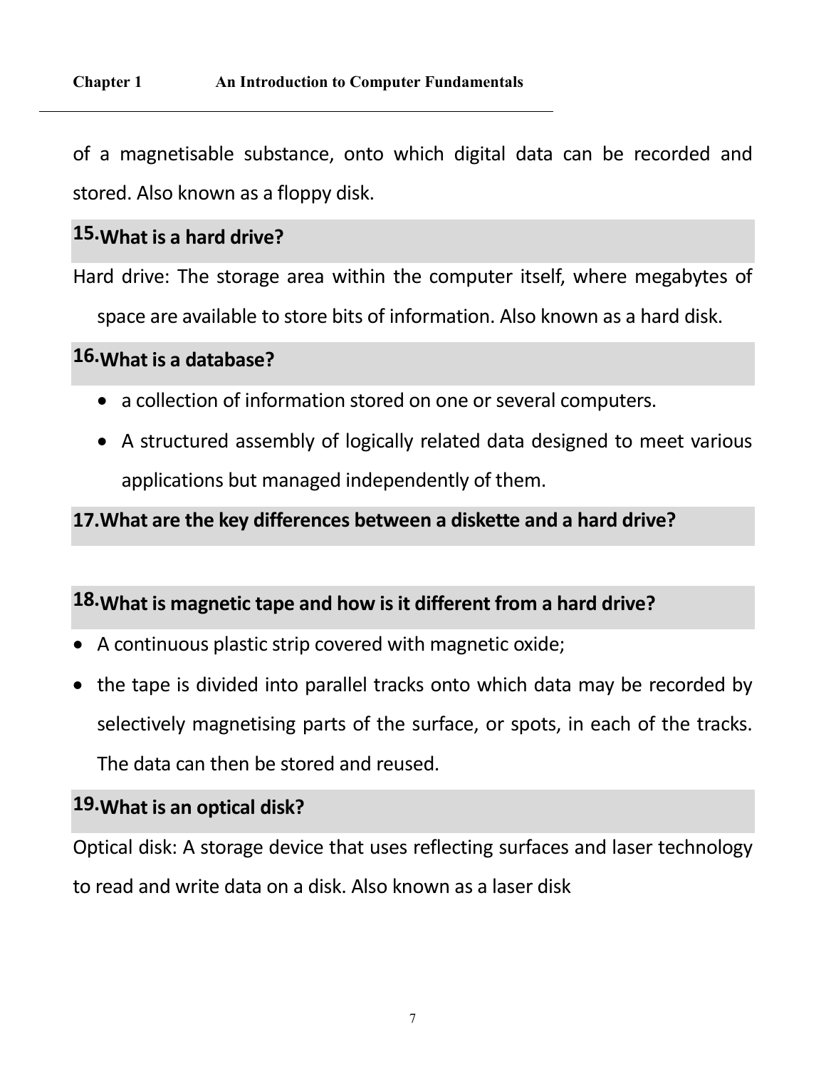of a magnetisable substance, onto which digital data can be recorded and stored. Also known as a floppy disk.

### 15. What is a hard drive?

Hard drive: The storage area within the computer itself, where megabytes of space are available to store bits of information. Also known as a hard disk.

### 16. What is a database?

- a collection of information stored on one or several computers.
- A structured assembly of logically related data designed to meet various applications but managed independently of them.

### 17. What are the key differences between a diskette and a hard drive?

### 18. What is magnetic tape and how is it different from a hard drive?

- A continuous plastic strip covered with magnetic oxide;
- the tape is divided into parallel tracks onto which data may be recorded by selectively magnetising parts of the surface, or spots, in each of the tracks. The data can then be stored and reused.

### 19. What is an optical disk?

Optical disk: A storage device that uses reflecting surfaces and laser technology to read and write data on a disk. Also known as a laser disk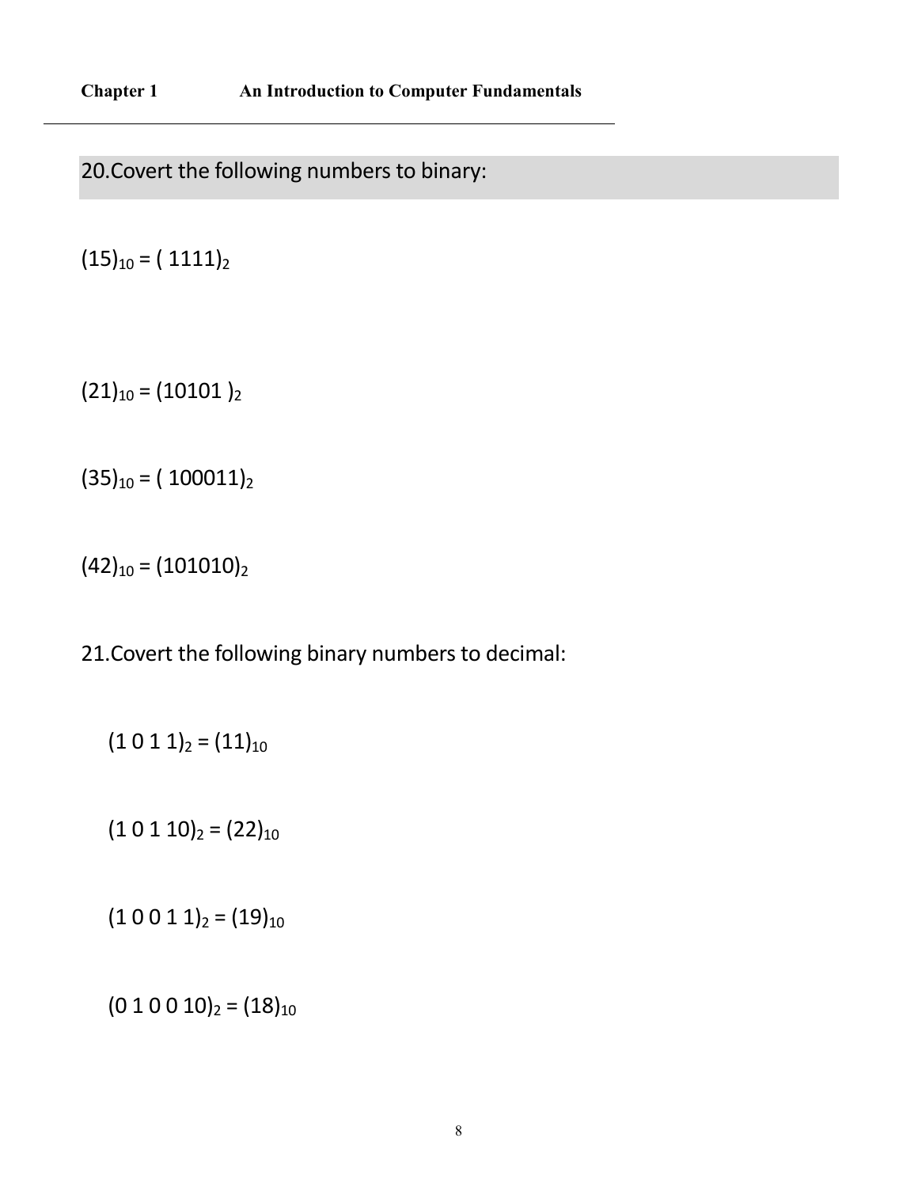20.Covert the following numbers to binary:

$(15)_{10} = (1111)_2$

$(21)_{10} = (10101)_2$

$(35)_{10} = (100011)_2$

$(42)_{10} = (101010)_2$

21.Covert the following binary numbers to decimal:

$(1\ 0\ 1\ 1)_2 = (11)_{10}$

$(1\ 0\ 1\ 10)_2 = (22)_{10}$

$(1\ 0\ 0\ 1\ 1)_2 = (19)_{10}$

$(0\ 1\ 0\ 0\ 10)_2 = (18)_{10}$